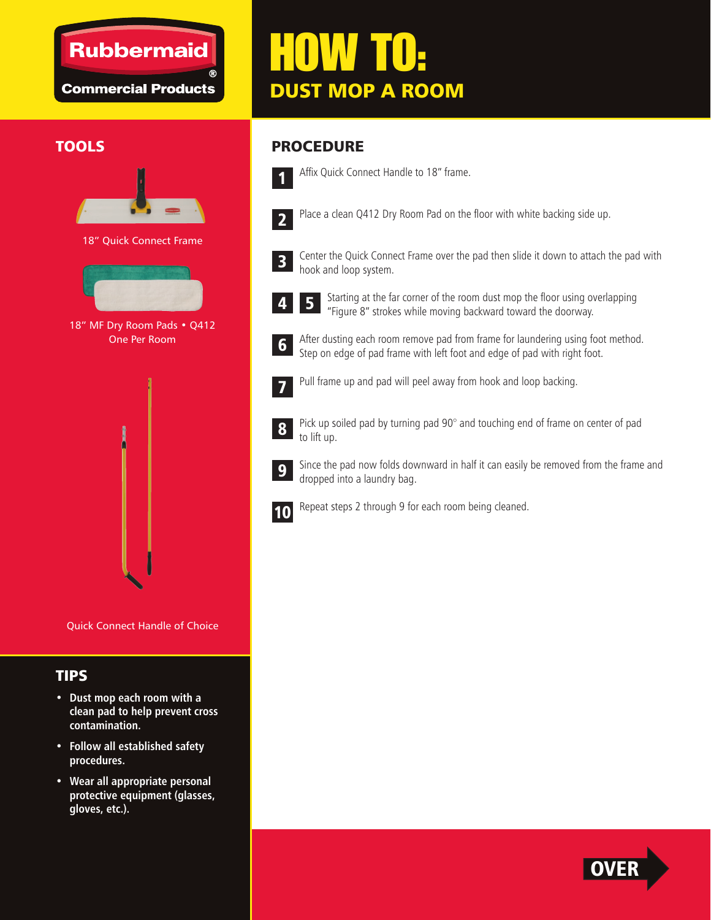Rubbermaid®
Commercial Products

# HOW TO:
## DUST MOP A ROOM

## TOOLS

18" Quick Connect Frame

18" MF Dry Room Pads • Q412
One Per Room

Quick Connect Handle of Choice

## TIPS

- **Dust mop each room with a clean pad to help prevent cross contamination.**
- **Follow all established safety procedures.**
- **Wear all appropriate personal protective equipment (glasses, gloves, etc.).**

## PROCEDURE

**1** Affix Quick Connect Handle to 18" frame.

**2** Place a clean Q412 Dry Room Pad on the floor with white backing side up.

**3** Center the Quick Connect Frame over the pad then slide it down to attach the pad with hook and loop system.

**4** **5** Starting at the far corner of the room dust mop the floor using overlapping "Figure 8" strokes while moving backward toward the doorway.

**6** After dusting each room remove pad from frame for laundering using foot method. Step on edge of pad frame with left foot and edge of pad with right foot.

**7** Pull frame up and pad will peel away from hook and loop backing.

**8** Pick up soiled pad by turning pad 90° and touching end of frame on center of pad to lift up.

**9** Since the pad now folds downward in half it can easily be removed from the frame and dropped into a laundry bag.

**10** Repeat steps 2 through 9 for each room being cleaned.

OVER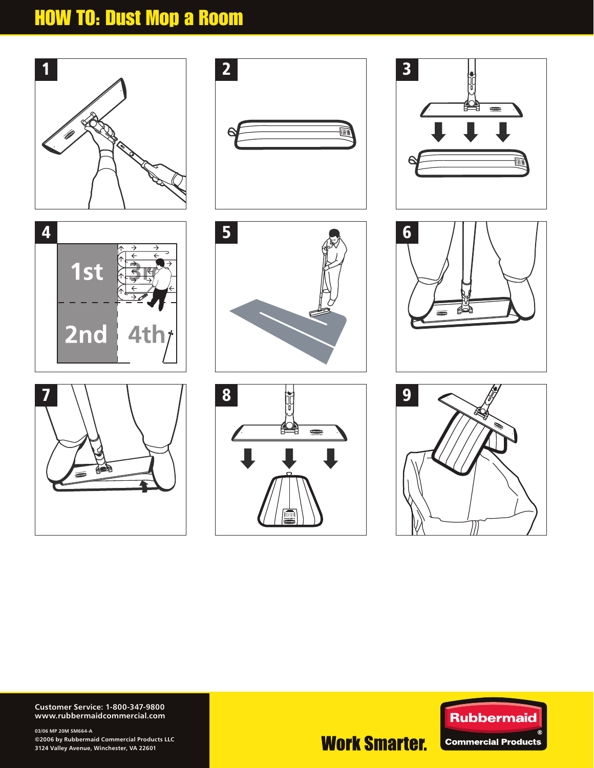# HOW TO: Dust Mop a Room

1

2

3

4

1st

2nd

3rd

4th

5

6

7

8

9

Customer Service: 1-800-347-9800
www.rubbermaidcommercial.com

03/06 MP 20M SM664-A
©2006 by Rubbermaid Commercial Products LLC
3124 Valley Avenue, Winchester, VA 22601

Work Smarter.

Rubbermaid® Commercial Products